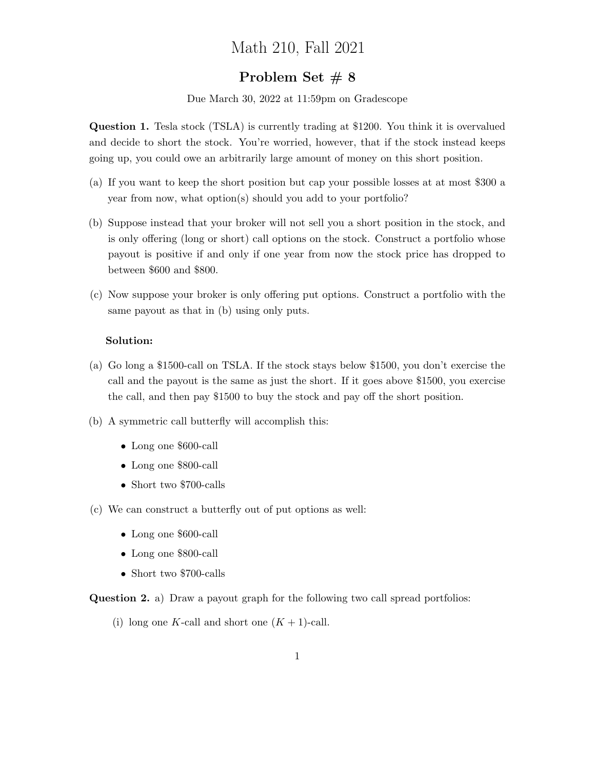# Math 210, Fall 2021

## Problem Set # 8

Due March 30, 2022 at 11:59pm on Gradescope

**Question 1.** Tesla stock (TSLA) is currently trading at \$1200. You think it is overvalued and decide to short the stock. You're worried, however, that if the stock instead keeps going up, you could owe an arbitrarily large amount of money on this short position.

(a) If you want to keep the short position but cap your possible losses at at most \$300 a year from now, what option(s) should you add to your portfolio?

(b) Suppose instead that your broker will not sell you a short position in the stock, and is only offering (long or short) call options on the stock. Construct a portfolio whose payout is positive if and only if one year from now the stock price has dropped to between \$600 and \$800.

(c) Now suppose your broker is only offering put options. Construct a portfolio with the same payout as that in (b) using only puts.

**Solution:**

(a) Go long a \$1500-call on TSLA. If the stock stays below \$1500, you don't exercise the call and the payout is the same as just the short. If it goes above \$1500, you exercise the call, and then pay \$1500 to buy the stock and pay off the short position.

(b) A symmetric call butterfly will accomplish this:

- Long one \$600-call
- Long one \$800-call
- Short two \$700-calls

(c) We can construct a butterfly out of put options as well:

- Long one \$600-call
- Long one \$800-call
- Short two \$700-calls

**Question 2.** a) Draw a payout graph for the following two call spread portfolios:

(i) long one $K$-call and short one $(K + 1)$-call.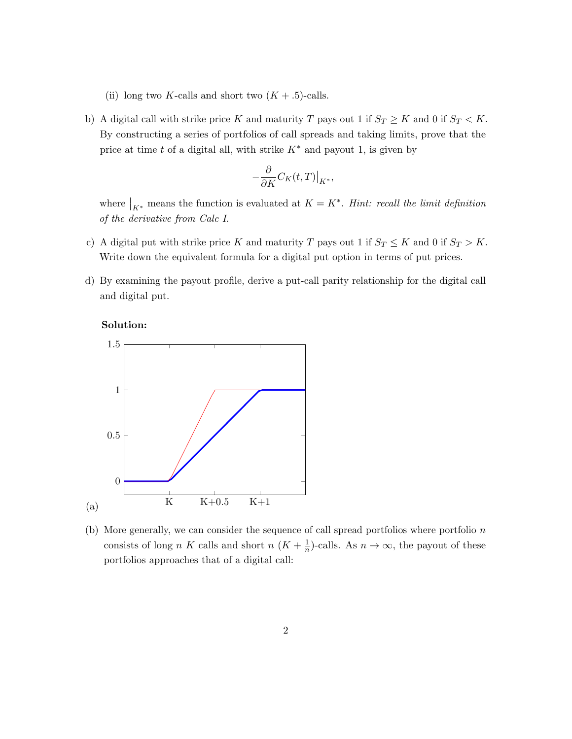(ii) long two $K$-calls and short two $(K + .5)$-calls.

b) A digital call with strike price $K$ and maturity $T$ pays out 1 if $S_T \geq K$ and 0 if $S_T < K$. By constructing a series of portfolios of call spreads and taking limits, prove that the price at time $t$ of a digital all, with strike $K^*$ and payout 1, is given by

$$-\frac{\partial}{\partial K} C_K(t,T)\big|_{K^*},$$

where $\big|_{K^*}$ means the function is evaluated at $K = K^*$. *Hint: recall the limit definition of the derivative from Calc I.*

c) A digital put with strike price $K$ and maturity $T$ pays out 1 if $S_T \leq K$ and 0 if $S_T > K$. Write down the equivalent formula for a digital put option in terms of put prices.

d) By examining the payout profile, derive a put-call parity relationship for the digital call and digital put.

**Solution:**

(a)

(b) More generally, we can consider the sequence of call spread portfolios where portfolio $n$ consists of long $n$ $K$ calls and short $n$ $(K + \frac{1}{n})$-calls. As $n \to \infty$, the payout of these portfolios approaches that of a digital call: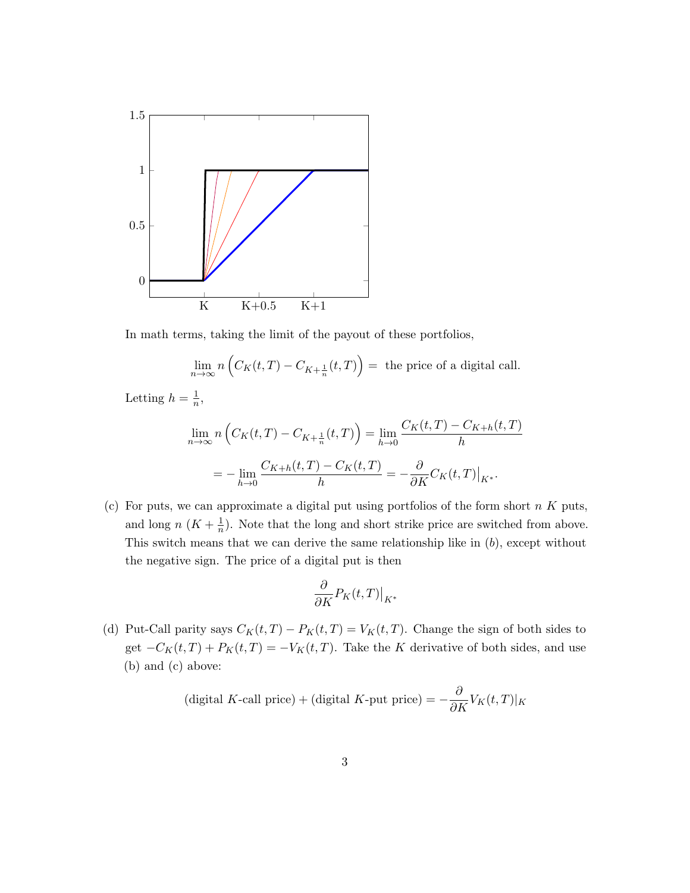In math terms, taking the limit of the payout of these portfolios,

$$\lim_{n\to\infty} n\left(C_K(t,T) - C_{K+\frac{1}{n}}(t,T)\right) = \text{ the price of a digital call.}$$

Letting $h = \frac{1}{n}$,

$$\lim_{n\to\infty} n\left(C_K(t,T) - C_{K+\frac{1}{n}}(t,T)\right) = \lim_{h\to 0} \frac{C_K(t,T) - C_{K+h}(t,T)}{h}$$

$$= -\lim_{h\to 0} \frac{C_{K+h}(t,T) - C_K(t,T)}{h} = -\frac{\partial}{\partial K} C_K(t,T)\big|_{K^*}.$$

(c) For puts, we can approximate a digital put using portfolios of the form short $n$ $K$ puts, and long $n$ $(K + \frac{1}{n})$. Note that the long and short strike price are switched from above. This switch means that we can derive the same relationship like in $(b)$, except without the negative sign. The price of a digital put is then

$$\frac{\partial}{\partial K} P_K(t,T)\big|_{K^*}$$

(d) Put-Call parity says $C_K(t,T) - P_K(t,T) = V_K(t,T)$. Change the sign of both sides to get $-C_K(t,T) + P_K(t,T) = -V_K(t,T)$. Take the $K$ derivative of both sides, and use (b) and (c) above:

$$(\text{digital } K\text{-call price}) + (\text{digital } K\text{-put price}) = -\frac{\partial}{\partial K} V_K(t,T)|_K$$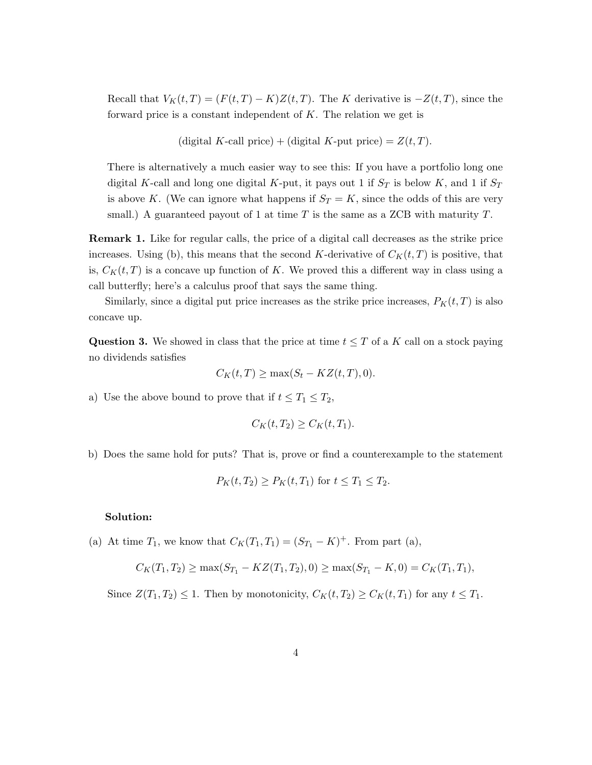Recall that $V_K(t,T) = (F(t,T) - K)Z(t,T)$. The $K$ derivative is $-Z(t,T)$, since the forward price is a constant independent of $K$. The relation we get is

$$(\text{digital } K\text{-call price}) + (\text{digital } K\text{-put price}) = Z(t,T).$$

There is alternatively a much easier way to see this: If you have a portfolio long one digital $K$-call and long one digital $K$-put, it pays out 1 if $S_T$ is below $K$, and 1 if $S_T$ is above $K$. (We can ignore what happens if $S_T = K$, since the odds of this are very small.) A guaranteed payout of 1 at time $T$ is the same as a ZCB with maturity $T$.

**Remark 1.** Like for regular calls, the price of a digital call decreases as the strike price increases. Using (b), this means that the second $K$-derivative of $C_K(t,T)$ is positive, that is, $C_K(t,T)$ is a concave up function of $K$. We proved this a different way in class using a call butterfly; here's a calculus proof that says the same thing.

Similarly, since a digital put price increases as the strike price increases, $P_K(t,T)$ is also concave up.

**Question 3.** We showed in class that the price at time $t \leq T$ of a $K$ call on a stock paying no dividends satisfies

$$C_K(t,T) \geq \max(S_t - KZ(t,T), 0).$$

a) Use the above bound to prove that if $t \leq T_1 \leq T_2$,

$$C_K(t,T_2) \geq C_K(t,T_1).$$

b) Does the same hold for puts? That is, prove or find a counterexample to the statement

$$P_K(t,T_2) \geq P_K(t,T_1) \text{ for } t \leq T_1 \leq T_2.$$

**Solution:**

(a) At time $T_1$, we know that $C_K(T_1,T_1) = (S_{T_1} - K)^+$. From part (a),

$$C_K(T_1,T_2) \geq \max(S_{T_1} - KZ(T_1,T_2), 0) \geq \max(S_{T_1} - K, 0) = C_K(T_1,T_1),$$

Since $Z(T_1,T_2) \leq 1$. Then by monotonicity, $C_K(t,T_2) \geq C_K(t,T_1)$ for any $t \leq T_1$.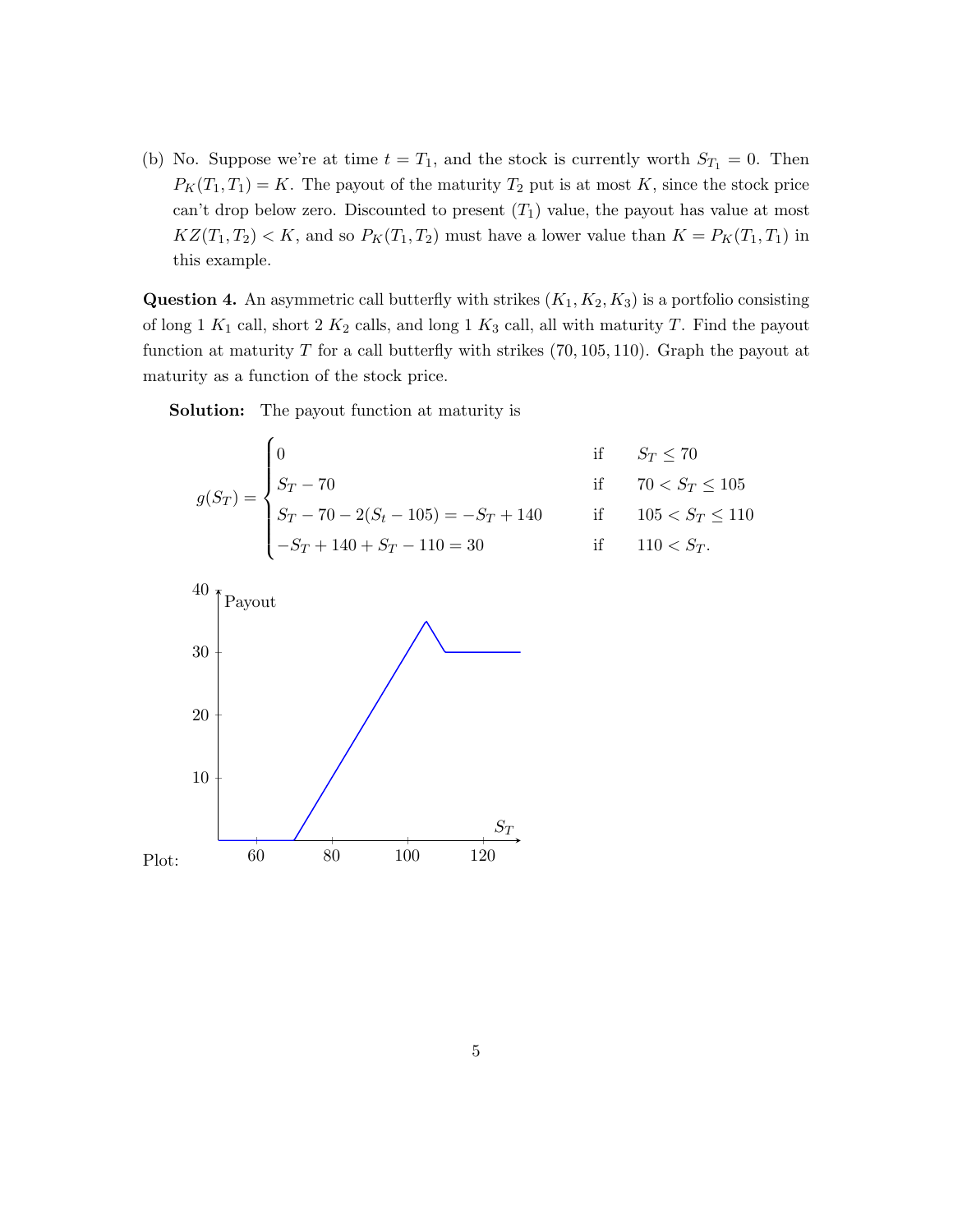(b) No. Suppose we're at time $t = T_1$, and the stock is currently worth $S_{T_1} = 0$. Then $P_K(T_1, T_1) = K$. The payout of the maturity $T_2$ put is at most $K$, since the stock price can't drop below zero. Discounted to present ($T_1$) value, the payout has value at most $KZ(T_1, T_2) < K$, and so $P_K(T_1, T_2)$ must have a lower value than $K = P_K(T_1, T_1)$ in this example.

**Question 4.** An asymmetric call butterfly with strikes $(K_1, K_2, K_3)$ is a portfolio consisting of long 1 $K_1$ call, short 2 $K_2$ calls, and long 1 $K_3$ call, all with maturity $T$. Find the payout function at maturity $T$ for a call butterfly with strikes $(70, 105, 110)$. Graph the payout at maturity as a function of the stock price.

**Solution:** The payout function at maturity is

$$g(S_T) = \begin{cases} 0 & \text{if} \quad S_T \leq 70 \\ S_T - 70 & \text{if} \quad 70 < S_T \leq 105 \\ S_T - 70 - 2(S_t - 105) = -S_T + 140 & \text{if} \quad 105 < S_T \leq 110 \\ -S_T + 140 + S_T - 110 = 30 & \text{if} \quad 110 < S_T. \end{cases}$$

Plot:

Payout

40

30

20

10

60

80

100

120

$S_T$